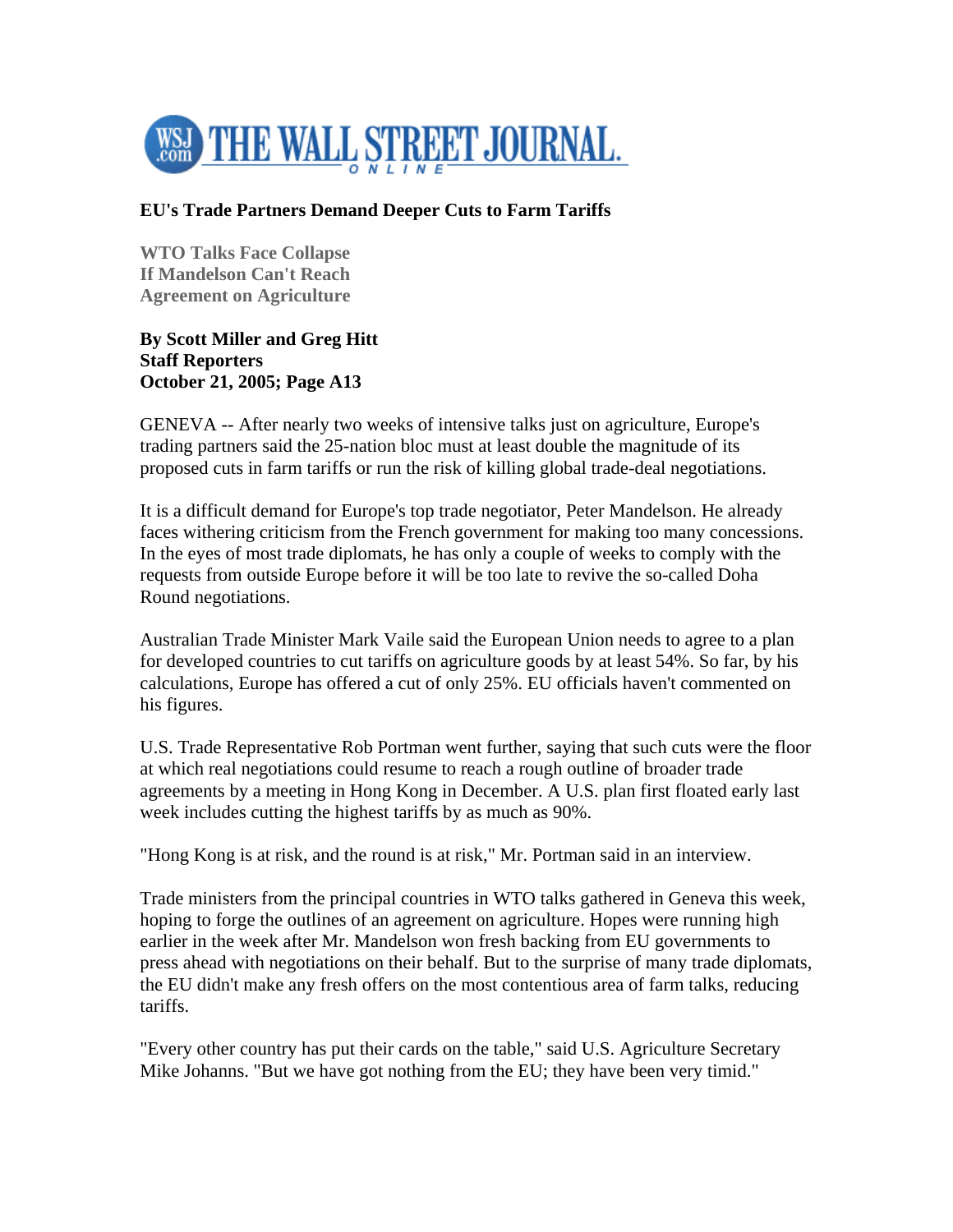# EU's Trade Partners Demand Deeper Cuts to Farm Tariffs

## WTO Talks Face Collapse If Mandelson Can't Reach Agreement on Agriculture

**By Scott Miller and Greg Hitt**
**Staff Reporters**
**October 21, 2005; Page A13**

GENEVA -- After nearly two weeks of intensive talks just on agriculture, Europe's trading partners said the 25-nation bloc must at least double the magnitude of its proposed cuts in farm tariffs or run the risk of killing global trade-deal negotiations.

It is a difficult demand for Europe's top trade negotiator, Peter Mandelson. He already faces withering criticism from the French government for making too many concessions. In the eyes of most trade diplomats, he has only a couple of weeks to comply with the requests from outside Europe before it will be too late to revive the so-called Doha Round negotiations.

Australian Trade Minister Mark Vaile said the European Union needs to agree to a plan for developed countries to cut tariffs on agriculture goods by at least 54%. So far, by his calculations, Europe has offered a cut of only 25%. EU officials haven't commented on his figures.

U.S. Trade Representative Rob Portman went further, saying that such cuts were the floor at which real negotiations could resume to reach a rough outline of broader trade agreements by a meeting in Hong Kong in December. A U.S. plan first floated early last week includes cutting the highest tariffs by as much as 90%.

"Hong Kong is at risk, and the round is at risk," Mr. Portman said in an interview.

Trade ministers from the principal countries in WTO talks gathered in Geneva this week, hoping to forge the outlines of an agreement on agriculture. Hopes were running high earlier in the week after Mr. Mandelson won fresh backing from EU governments to press ahead with negotiations on their behalf. But to the surprise of many trade diplomats, the EU didn't make any fresh offers on the most contentious area of farm talks, reducing tariffs.

"Every other country has put their cards on the table," said U.S. Agriculture Secretary Mike Johanns. "But we have got nothing from the EU; they have been very timid."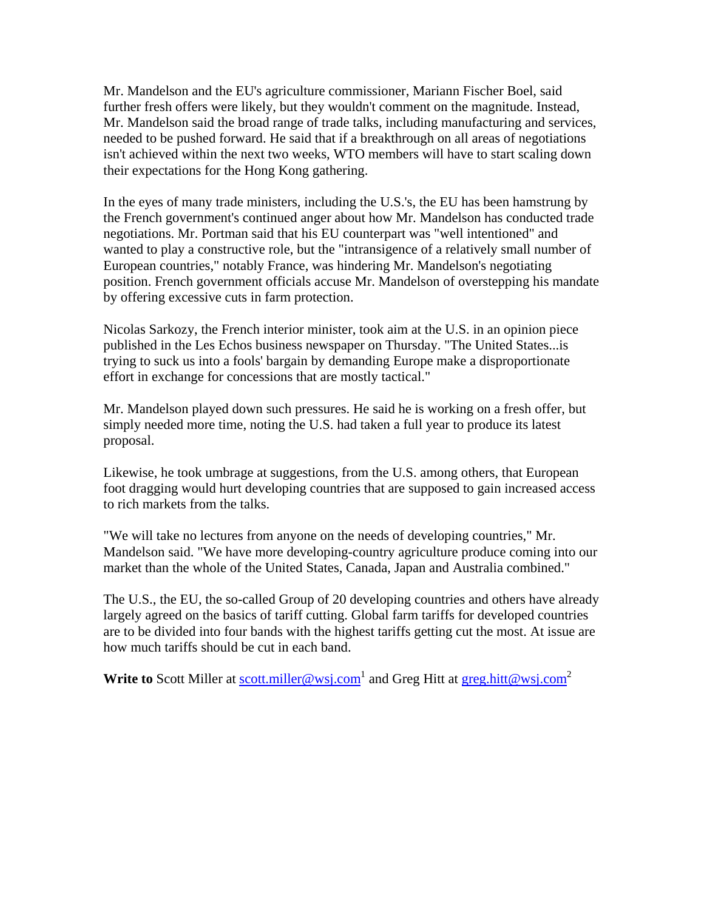Mr. Mandelson and the EU's agriculture commissioner, Mariann Fischer Boel, said further fresh offers were likely, but they wouldn't comment on the magnitude. Instead, Mr. Mandelson said the broad range of trade talks, including manufacturing and services, needed to be pushed forward. He said that if a breakthrough on all areas of negotiations isn't achieved within the next two weeks, WTO members will have to start scaling down their expectations for the Hong Kong gathering.

In the eyes of many trade ministers, including the U.S.'s, the EU has been hamstrung by the French government's continued anger about how Mr. Mandelson has conducted trade negotiations. Mr. Portman said that his EU counterpart was "well intentioned" and wanted to play a constructive role, but the "intransigence of a relatively small number of European countries," notably France, was hindering Mr. Mandelson's negotiating position. French government officials accuse Mr. Mandelson of overstepping his mandate by offering excessive cuts in farm protection.

Nicolas Sarkozy, the French interior minister, took aim at the U.S. in an opinion piece published in the Les Echos business newspaper on Thursday. "The United States...is trying to suck us into a fools' bargain by demanding Europe make a disproportionate effort in exchange for concessions that are mostly tactical."

Mr. Mandelson played down such pressures. He said he is working on a fresh offer, but simply needed more time, noting the U.S. had taken a full year to produce its latest proposal.

Likewise, he took umbrage at suggestions, from the U.S. among others, that European foot dragging would hurt developing countries that are supposed to gain increased access to rich markets from the talks.

"We will take no lectures from anyone on the needs of developing countries," Mr. Mandelson said. "We have more developing-country agriculture produce coming into our market than the whole of the United States, Canada, Japan and Australia combined."

The U.S., the EU, the so-called Group of 20 developing countries and others have already largely agreed on the basics of tariff cutting. Global farm tariffs for developed countries are to be divided into four bands with the highest tariffs getting cut the most. At issue are how much tariffs should be cut in each band.

**Write to** Scott Miller at scott.miller@wsj.com[1] and Greg Hitt at greg.hitt@wsj.com[2]